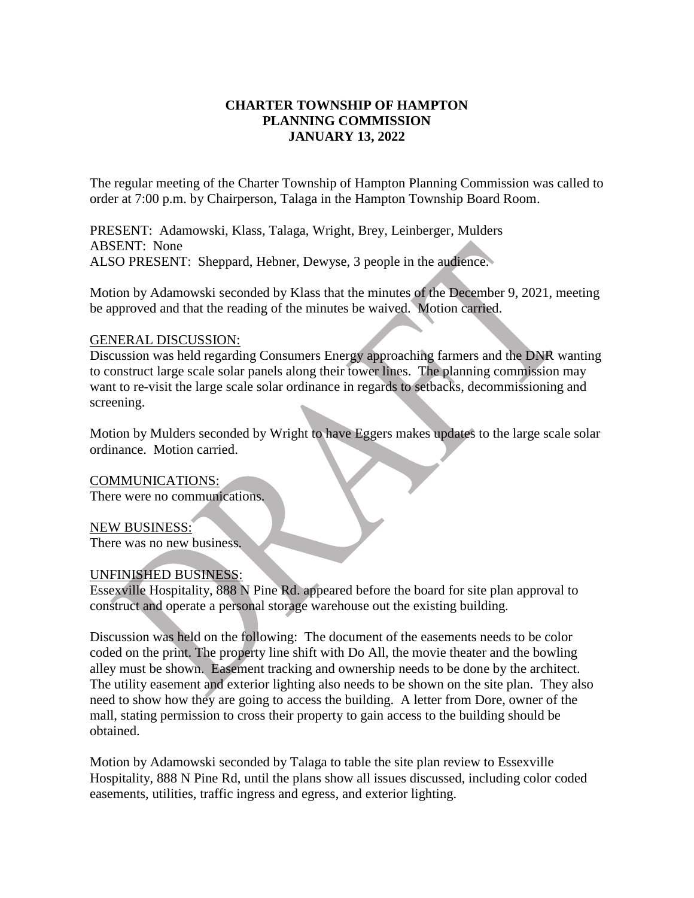# CHARTER TOWNSHIP OF HAMPTON
## PLANNING COMMISSION
## JANUARY 13, 2022

The regular meeting of the Charter Township of Hampton Planning Commission was called to order at 7:00 p.m. by Chairperson, Talaga in the Hampton Township Board Room.

PRESENT: Adamowski, Klass, Talaga, Wright, Brey, Leinberger, Mulders
ABSENT: None
ALSO PRESENT: Sheppard, Hebner, Dewyse, 3 people in the audience.

Motion by Adamowski seconded by Klass that the minutes of the December 9, 2021, meeting be approved and that the reading of the minutes be waived. Motion carried.

GENERAL DISCUSSION:
Discussion was held regarding Consumers Energy approaching farmers and the DNR wanting to construct large scale solar panels along their tower lines. The planning commission may want to re-visit the large scale solar ordinance in regards to setbacks, decommissioning and screening.

Motion by Mulders seconded by Wright to have Eggers makes updates to the large scale solar ordinance. Motion carried.

COMMUNICATIONS:
There were no communications.

NEW BUSINESS:
There was no new business.

UNFINISHED BUSINESS:
Essexville Hospitality, 888 N Pine Rd. appeared before the board for site plan approval to construct and operate a personal storage warehouse out the existing building.

Discussion was held on the following: The document of the easements needs to be color coded on the print. The property line shift with Do All, the movie theater and the bowling alley must be shown. Easement tracking and ownership needs to be done by the architect. The utility easement and exterior lighting also needs to be shown on the site plan. They also need to show how they are going to access the building. A letter from Dore, owner of the mall, stating permission to cross their property to gain access to the building should be obtained.

Motion by Adamowski seconded by Talaga to table the site plan review to Essexville Hospitality, 888 N Pine Rd, until the plans show all issues discussed, including color coded easements, utilities, traffic ingress and egress, and exterior lighting.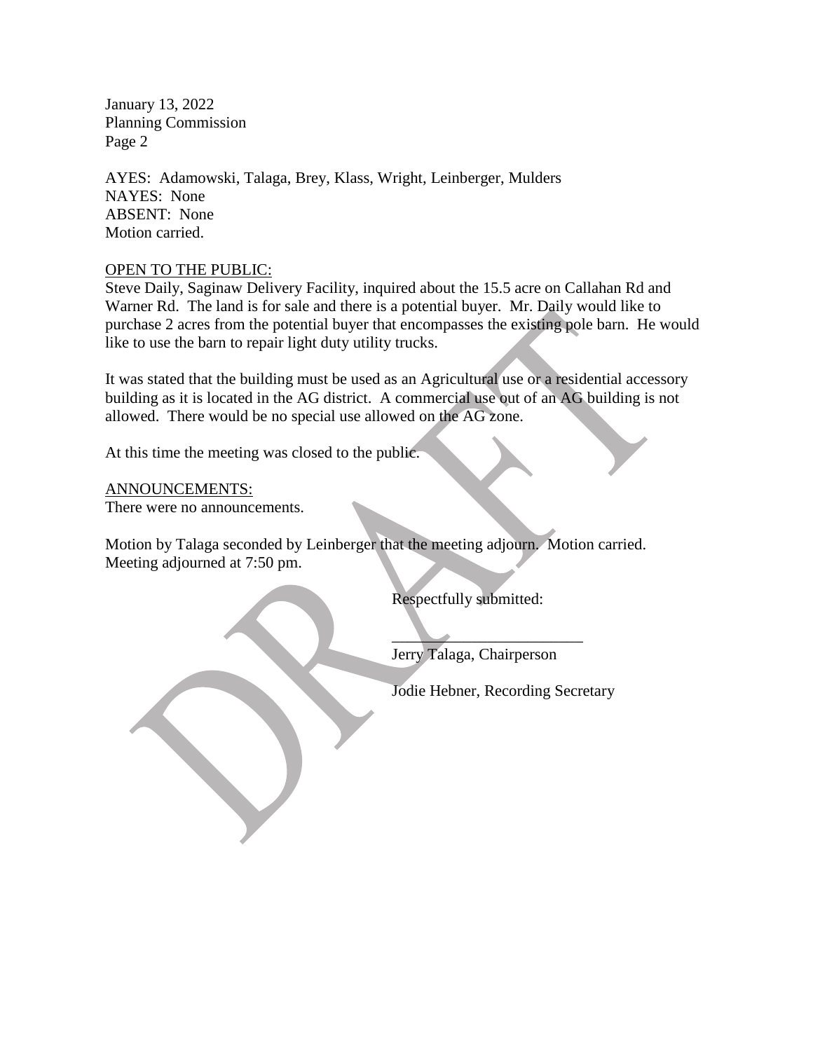AYES: Adamowski, Talaga, Brey, Klass, Wright, Leinberger, Mulders
NAYES: None
ABSENT: None
Motion carried.

OPEN TO THE PUBLIC:
Steve Daily, Saginaw Delivery Facility, inquired about the 15.5 acre on Callahan Rd and Warner Rd. The land is for sale and there is a potential buyer. Mr. Daily would like to purchase 2 acres from the potential buyer that encompasses the existing pole barn. He would like to use the barn to repair light duty utility trucks.

It was stated that the building must be used as an Agricultural use or a residential accessory building as it is located in the AG district. A commercial use out of an AG building is not allowed. There would be no special use allowed on the AG zone.

At this time the meeting was closed to the public.

ANNOUNCEMENTS:
There were no announcements.

Motion by Talaga seconded by Leinberger that the meeting adjourn. Motion carried.
Meeting adjourned at 7:50 pm.

Respectfully submitted:

\_\_\_\_\_\_\_\_\_\_\_\_\_\_\_\_\_\_\_\_\_\_\_\_\_
Jerry Talaga, Chairperson

Jodie Hebner, Recording Secretary